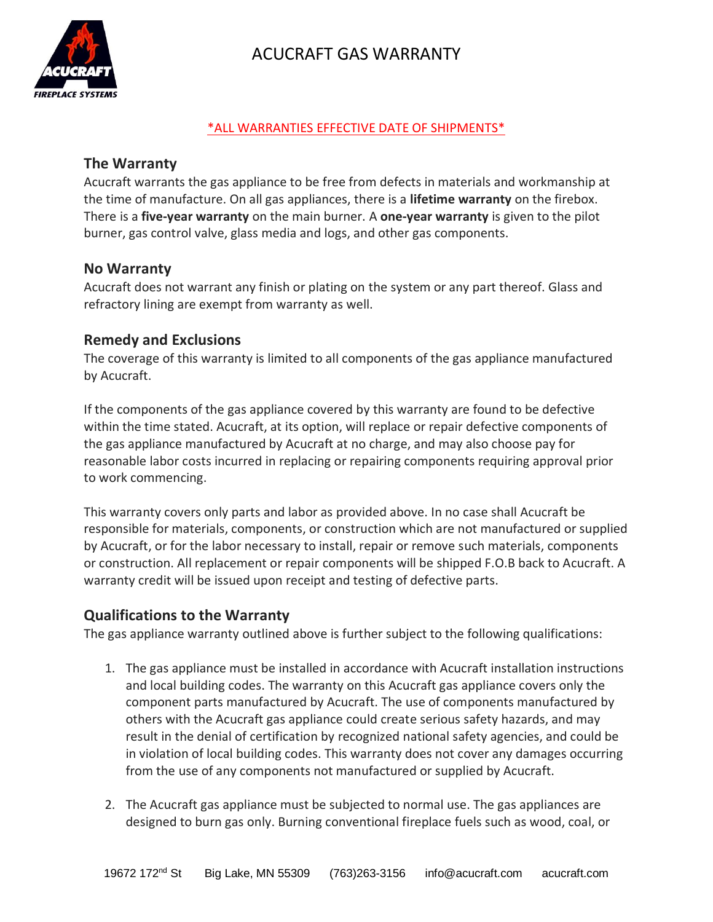# ACUCRAFT GAS WARRANTY

*ALL WARRANTIES EFFECTIVE DATE OF SHIPMENTS*

## The Warranty

Acucraft warrants the gas appliance to be free from defects in materials and workmanship at the time of manufacture. On all gas appliances, there is a **lifetime warranty** on the firebox. There is a **five-year warranty** on the main burner. A **one-year warranty** is given to the pilot burner, gas control valve, glass media and logs, and other gas components.

## No Warranty

Acucraft does not warrant any finish or plating on the system or any part thereof. Glass and refractory lining are exempt from warranty as well.

## Remedy and Exclusions

The coverage of this warranty is limited to all components of the gas appliance manufactured by Acucraft.

If the components of the gas appliance covered by this warranty are found to be defective within the time stated. Acucraft, at its option, will replace or repair defective components of the gas appliance manufactured by Acucraft at no charge, and may also choose pay for reasonable labor costs incurred in replacing or repairing components requiring approval prior to work commencing.

This warranty covers only parts and labor as provided above. In no case shall Acucraft be responsible for materials, components, or construction which are not manufactured or supplied by Acucraft, or for the labor necessary to install, repair or remove such materials, components or construction. All replacement or repair components will be shipped F.O.B back to Acucraft. A warranty credit will be issued upon receipt and testing of defective parts.

## Qualifications to the Warranty

The gas appliance warranty outlined above is further subject to the following qualifications:

1. The gas appliance must be installed in accordance with Acucraft installation instructions and local building codes. The warranty on this Acucraft gas appliance covers only the component parts manufactured by Acucraft. The use of components manufactured by others with the Acucraft gas appliance could create serious safety hazards, and may result in the denial of certification by recognized national safety agencies, and could be in violation of local building codes. This warranty does not cover any damages occurring from the use of any components not manufactured or supplied by Acucraft.
2. The Acucraft gas appliance must be subjected to normal use. The gas appliances are designed to burn gas only. Burning conventional fireplace fuels such as wood, coal, or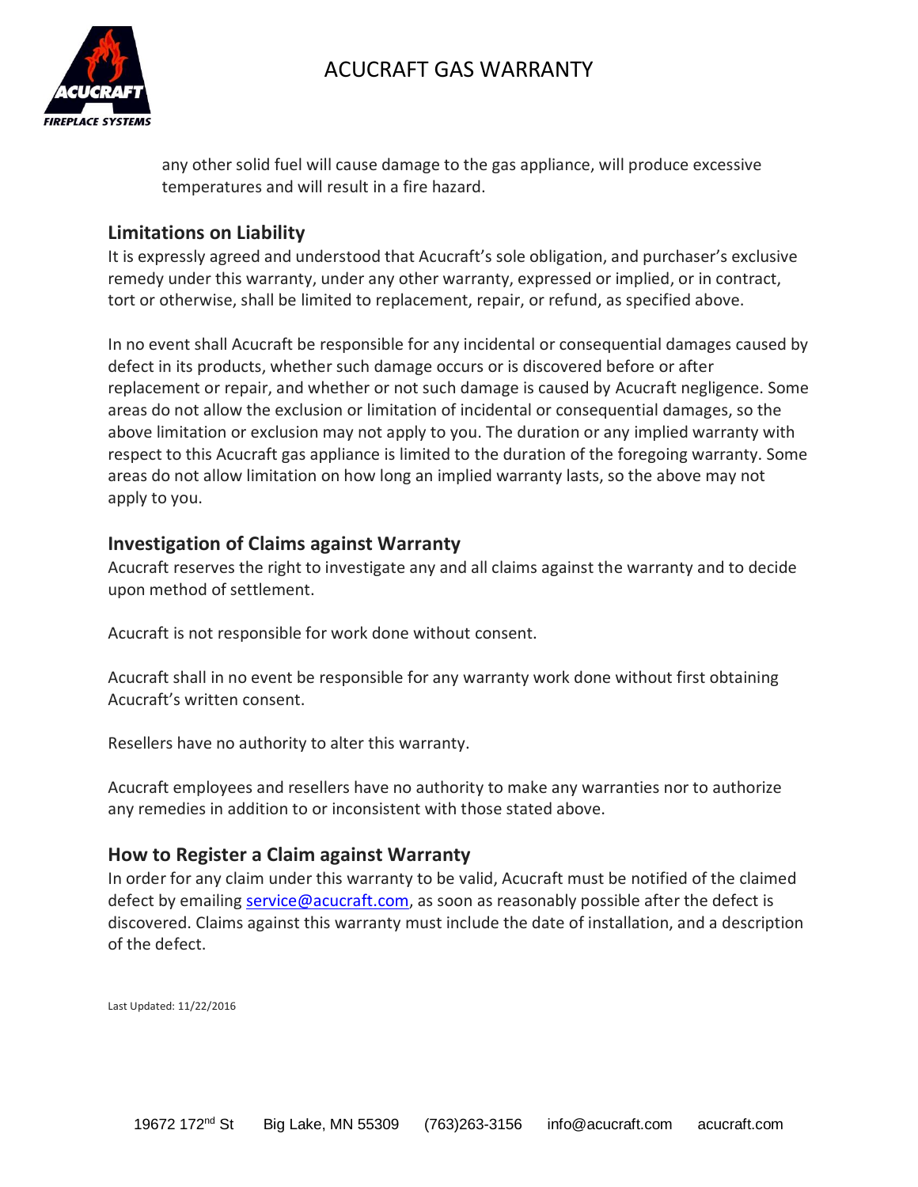any other solid fuel will cause damage to the gas appliance, will produce excessive temperatures and will result in a fire hazard.

## Limitations on Liability

It is expressly agreed and understood that Acucraft's sole obligation, and purchaser's exclusive remedy under this warranty, under any other warranty, expressed or implied, or in contract, tort or otherwise, shall be limited to replacement, repair, or refund, as specified above.

In no event shall Acucraft be responsible for any incidental or consequential damages caused by defect in its products, whether such damage occurs or is discovered before or after replacement or repair, and whether or not such damage is caused by Acucraft negligence. Some areas do not allow the exclusion or limitation of incidental or consequential damages, so the above limitation or exclusion may not apply to you. The duration or any implied warranty with respect to this Acucraft gas appliance is limited to the duration of the foregoing warranty. Some areas do not allow limitation on how long an implied warranty lasts, so the above may not apply to you.

## Investigation of Claims against Warranty

Acucraft reserves the right to investigate any and all claims against the warranty and to decide upon method of settlement.

Acucraft is not responsible for work done without consent.

Acucraft shall in no event be responsible for any warranty work done without first obtaining Acucraft's written consent.

Resellers have no authority to alter this warranty.

Acucraft employees and resellers have no authority to make any warranties nor to authorize any remedies in addition to or inconsistent with those stated above.

## How to Register a Claim against Warranty

In order for any claim under this warranty to be valid, Acucraft must be notified of the claimed defect by emailing service@acucraft.com, as soon as reasonably possible after the defect is discovered. Claims against this warranty must include the date of installation, and a description of the defect.

Last Updated: 11/22/2016